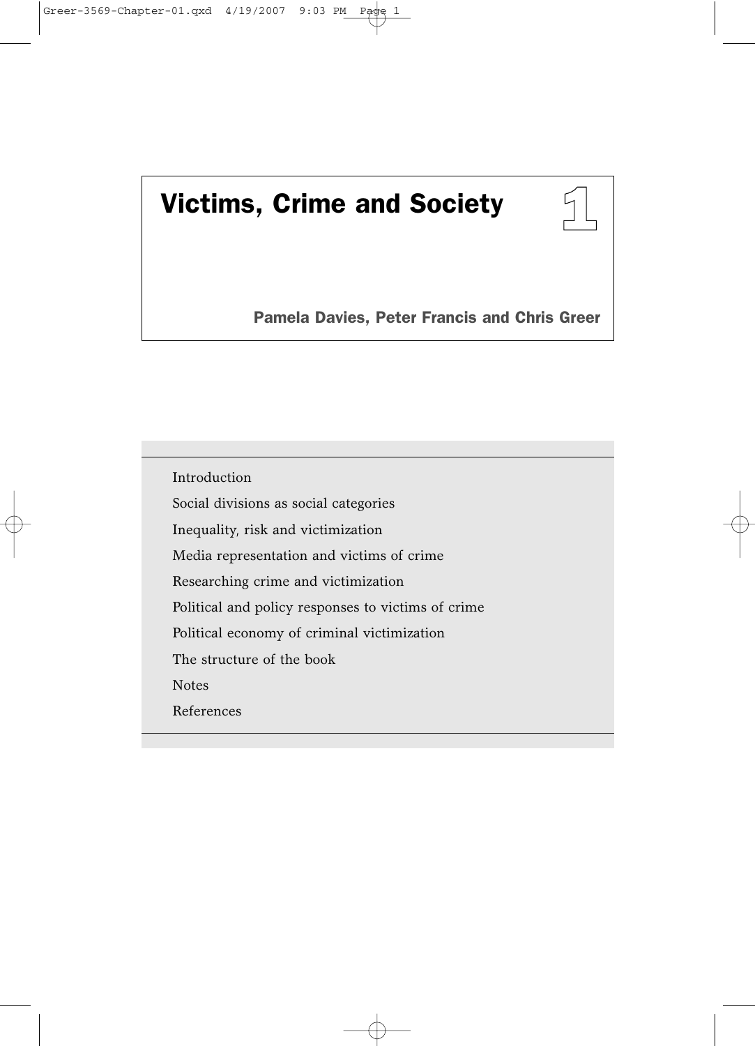# 1 Victims, Crime and Society

**Pamela Davies, Peter Francis and Chris Greer**

- Introduction
- Social divisions as social categories
- Inequality, risk and victimization
- Media representation and victims of crime
- Researching crime and victimization
- Political and policy responses to victims of crime
- Political economy of criminal victimization
- The structure of the book
- Notes
- References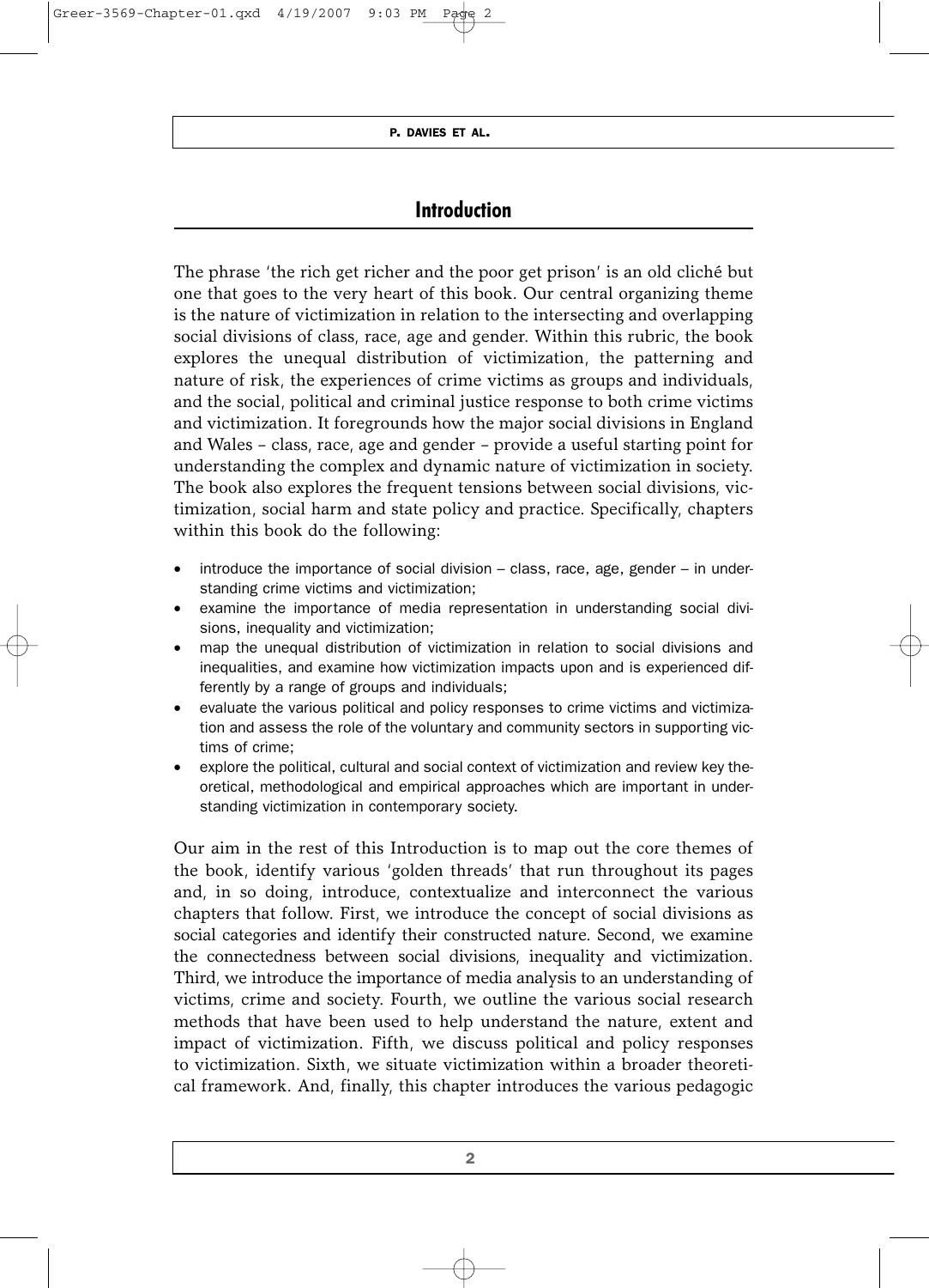## Introduction

The phrase 'the rich get richer and the poor get prison' is an old cliché but one that goes to the very heart of this book. Our central organizing theme is the nature of victimization in relation to the intersecting and overlapping social divisions of class, race, age and gender. Within this rubric, the book explores the unequal distribution of victimization, the patterning and nature of risk, the experiences of crime victims as groups and individuals, and the social, political and criminal justice response to both crime victims and victimization. It foregrounds how the major social divisions in England and Wales – class, race, age and gender – provide a useful starting point for understanding the complex and dynamic nature of victimization in society. The book also explores the frequent tensions between social divisions, victimization, social harm and state policy and practice. Specifically, chapters within this book do the following:

- introduce the importance of social division – class, race, age, gender – in understanding crime victims and victimization;
- examine the importance of media representation in understanding social divisions, inequality and victimization;
- map the unequal distribution of victimization in relation to social divisions and inequalities, and examine how victimization impacts upon and is experienced differently by a range of groups and individuals;
- evaluate the various political and policy responses to crime victims and victimization and assess the role of the voluntary and community sectors in supporting victims of crime;
- explore the political, cultural and social context of victimization and review key theoretical, methodological and empirical approaches which are important in understanding victimization in contemporary society.

Our aim in the rest of this Introduction is to map out the core themes of the book, identify various 'golden threads' that run throughout its pages and, in so doing, introduce, contextualize and interconnect the various chapters that follow. First, we introduce the concept of social divisions as social categories and identify their constructed nature. Second, we examine the connectedness between social divisions, inequality and victimization. Third, we introduce the importance of media analysis to an understanding of victims, crime and society. Fourth, we outline the various social research methods that have been used to help understand the nature, extent and impact of victimization. Fifth, we discuss political and policy responses to victimization. Sixth, we situate victimization within a broader theoretical framework. And, finally, this chapter introduces the various pedagogic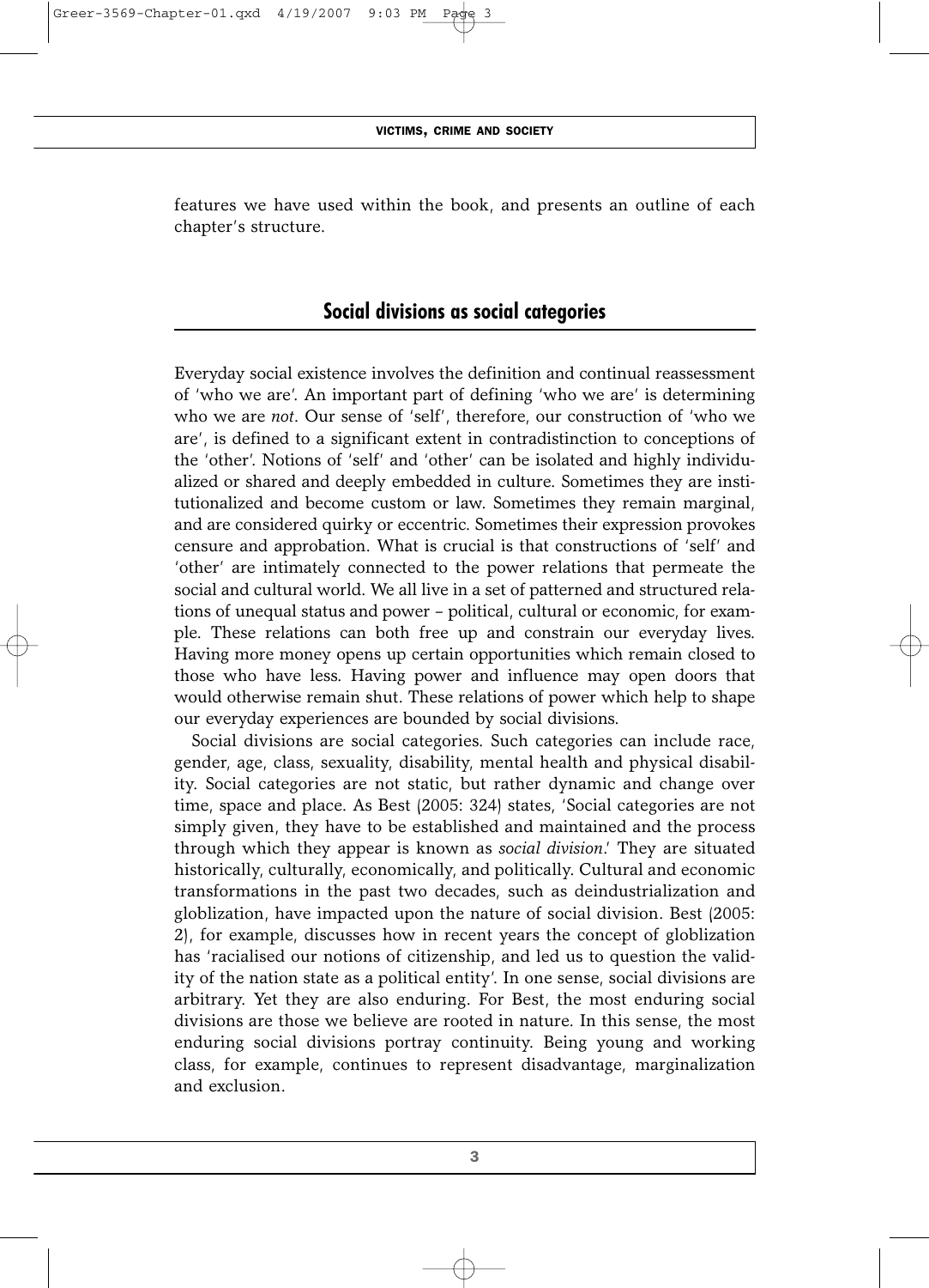features we have used within the book, and presents an outline of each chapter's structure.

## Social divisions as social categories

Everyday social existence involves the definition and continual reassessment of 'who we are'. An important part of defining 'who we are' is determining who we are *not*. Our sense of 'self', therefore, our construction of 'who we are', is defined to a significant extent in contradistinction to conceptions of the 'other'. Notions of 'self' and 'other' can be isolated and highly individualized or shared and deeply embedded in culture. Sometimes they are institutionalized and become custom or law. Sometimes they remain marginal, and are considered quirky or eccentric. Sometimes their expression provokes censure and approbation. What is crucial is that constructions of 'self' and 'other' are intimately connected to the power relations that permeate the social and cultural world. We all live in a set of patterned and structured relations of unequal status and power – political, cultural or economic, for example. These relations can both free up and constrain our everyday lives. Having more money opens up certain opportunities which remain closed to those who have less. Having power and influence may open doors that would otherwise remain shut. These relations of power which help to shape our everyday experiences are bounded by social divisions.

Social divisions are social categories. Such categories can include race, gender, age, class, sexuality, disability, mental health and physical disability. Social categories are not static, but rather dynamic and change over time, space and place. As Best (2005: 324) states, 'Social categories are not simply given, they have to be established and maintained and the process through which they appear is known as *social division*.' They are situated historically, culturally, economically, and politically. Cultural and economic transformations in the past two decades, such as deindustrialization and globlization, have impacted upon the nature of social division. Best (2005: 2), for example, discusses how in recent years the concept of globlization has 'racialised our notions of citizenship, and led us to question the validity of the nation state as a political entity'. In one sense, social divisions are arbitrary. Yet they are also enduring. For Best, the most enduring social divisions are those we believe are rooted in nature. In this sense, the most enduring social divisions portray continuity. Being young and working class, for example, continues to represent disadvantage, marginalization and exclusion.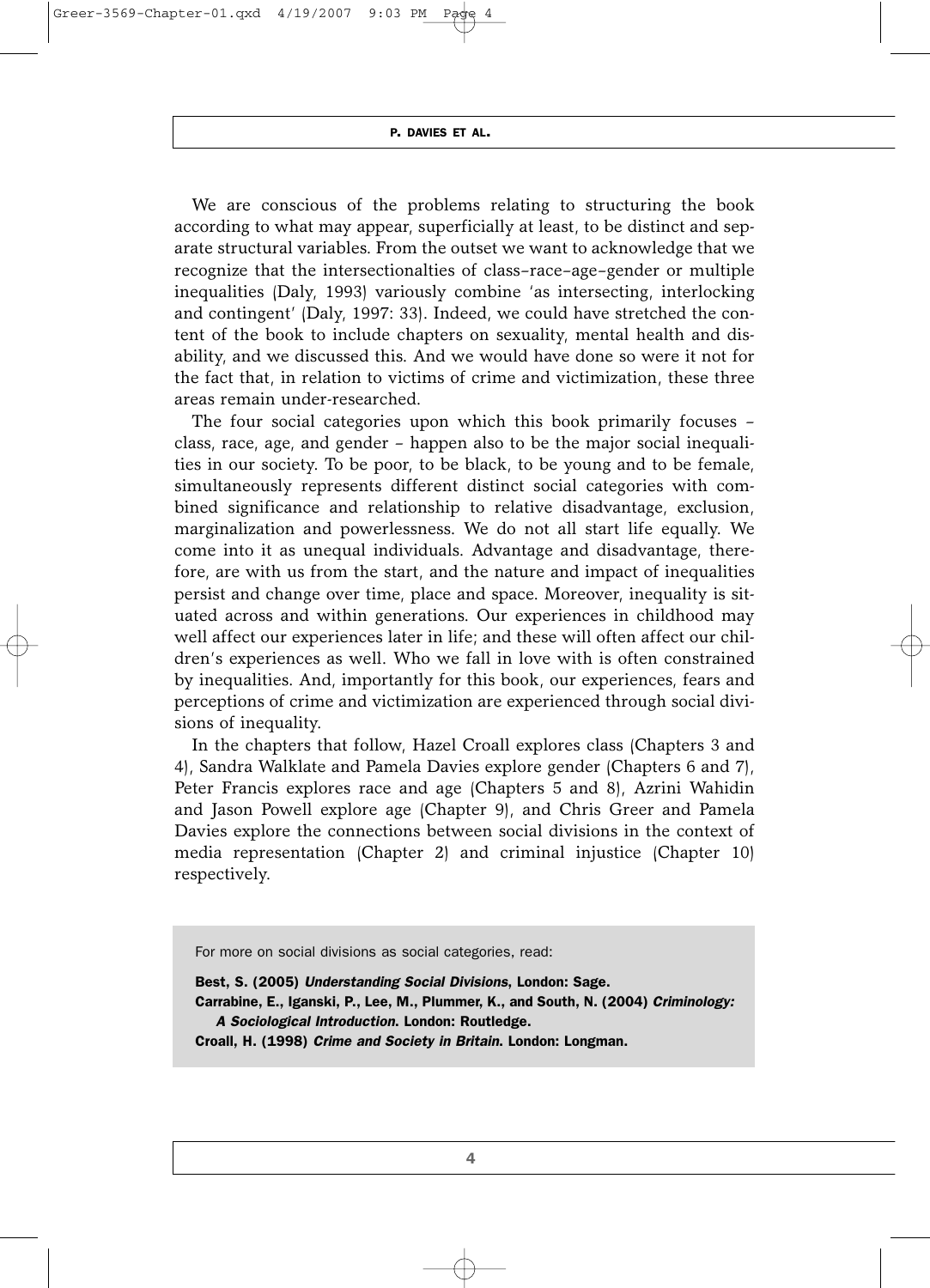We are conscious of the problems relating to structuring the book according to what may appear, superficially at least, to be distinct and separate structural variables. From the outset we want to acknowledge that we recognize that the intersectionalties of class–race–age–gender or multiple inequalities (Daly, 1993) variously combine 'as intersecting, interlocking and contingent' (Daly, 1997: 33). Indeed, we could have stretched the content of the book to include chapters on sexuality, mental health and disability, and we discussed this. And we would have done so were it not for the fact that, in relation to victims of crime and victimization, these three areas remain under-researched.

The four social categories upon which this book primarily focuses – class, race, age, and gender – happen also to be the major social inequalities in our society. To be poor, to be black, to be young and to be female, simultaneously represents different distinct social categories with combined significance and relationship to relative disadvantage, exclusion, marginalization and powerlessness. We do not all start life equally. We come into it as unequal individuals. Advantage and disadvantage, therefore, are with us from the start, and the nature and impact of inequalities persist and change over time, place and space. Moreover, inequality is situated across and within generations. Our experiences in childhood may well affect our experiences later in life; and these will often affect our children's experiences as well. Who we fall in love with is often constrained by inequalities. And, importantly for this book, our experiences, fears and perceptions of crime and victimization are experienced through social divisions of inequality.

In the chapters that follow, Hazel Croall explores class (Chapters 3 and 4), Sandra Walklate and Pamela Davies explore gender (Chapters 6 and 7), Peter Francis explores race and age (Chapters 5 and 8), Azrini Wahidin and Jason Powell explore age (Chapter 9), and Chris Greer and Pamela Davies explore the connections between social divisions in the context of media representation (Chapter 2) and criminal injustice (Chapter 10) respectively.

For more on social divisions as social categories, read:

**Best, S. (2005) *Understanding Social Divisions*, London: Sage.**
**Carrabine, E., Iganski, P., Lee, M., Plummer, K., and South, N. (2004) *Criminology: A Sociological Introduction.* London: Routledge.**
**Croall, H. (1998) *Crime and Society in Britain.* London: Longman.**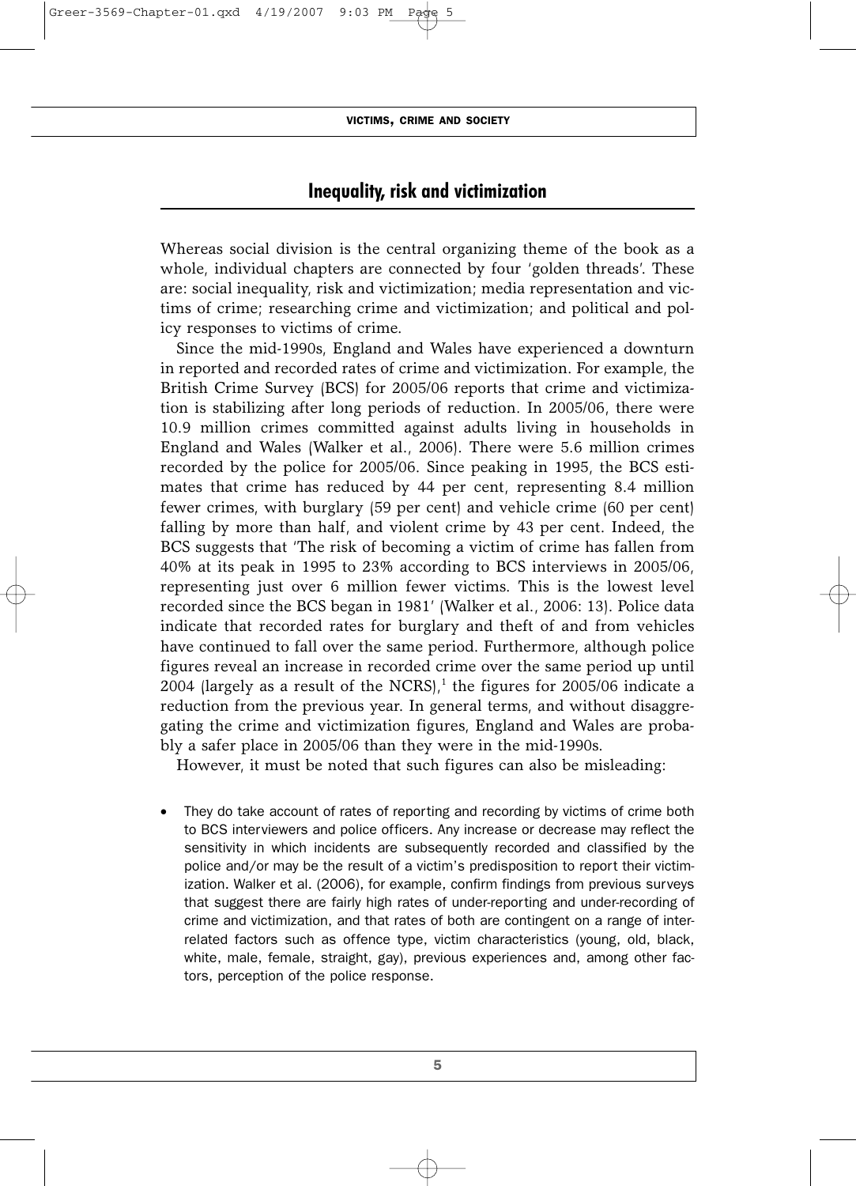## Inequality, risk and victimization

Whereas social division is the central organizing theme of the book as a whole, individual chapters are connected by four 'golden threads'. These are: social inequality, risk and victimization; media representation and victims of crime; researching crime and victimization; and political and policy responses to victims of crime.

Since the mid-1990s, England and Wales have experienced a downturn in reported and recorded rates of crime and victimization. For example, the British Crime Survey (BCS) for 2005/06 reports that crime and victimization is stabilizing after long periods of reduction. In 2005/06, there were 10.9 million crimes committed against adults living in households in England and Wales (Walker et al., 2006). There were 5.6 million crimes recorded by the police for 2005/06. Since peaking in 1995, the BCS estimates that crime has reduced by 44 per cent, representing 8.4 million fewer crimes, with burglary (59 per cent) and vehicle crime (60 per cent) falling by more than half, and violent crime by 43 per cent. Indeed, the BCS suggests that 'The risk of becoming a victim of crime has fallen from 40% at its peak in 1995 to 23% according to BCS interviews in 2005/06, representing just over 6 million fewer victims. This is the lowest level recorded since the BCS began in 1981' (Walker et al., 2006: 13). Police data indicate that recorded rates for burglary and theft of and from vehicles have continued to fall over the same period. Furthermore, although police figures reveal an increase in recorded crime over the same period up until 2004 (largely as a result of the NCRS),[1] the figures for 2005/06 indicate a reduction from the previous year. In general terms, and without disaggregating the crime and victimization figures, England and Wales are probably a safer place in 2005/06 than they were in the mid-1990s.

However, it must be noted that such figures can also be misleading:

- They do take account of rates of reporting and recording by victims of crime both to BCS interviewers and police officers. Any increase or decrease may reflect the sensitivity in which incidents are subsequently recorded and classified by the police and/or may be the result of a victim's predisposition to report their victimization. Walker et al. (2006), for example, confirm findings from previous surveys that suggest there are fairly high rates of under-reporting and under-recording of crime and victimization, and that rates of both are contingent on a range of interrelated factors such as offence type, victim characteristics (young, old, black, white, male, female, straight, gay), previous experiences and, among other factors, perception of the police response.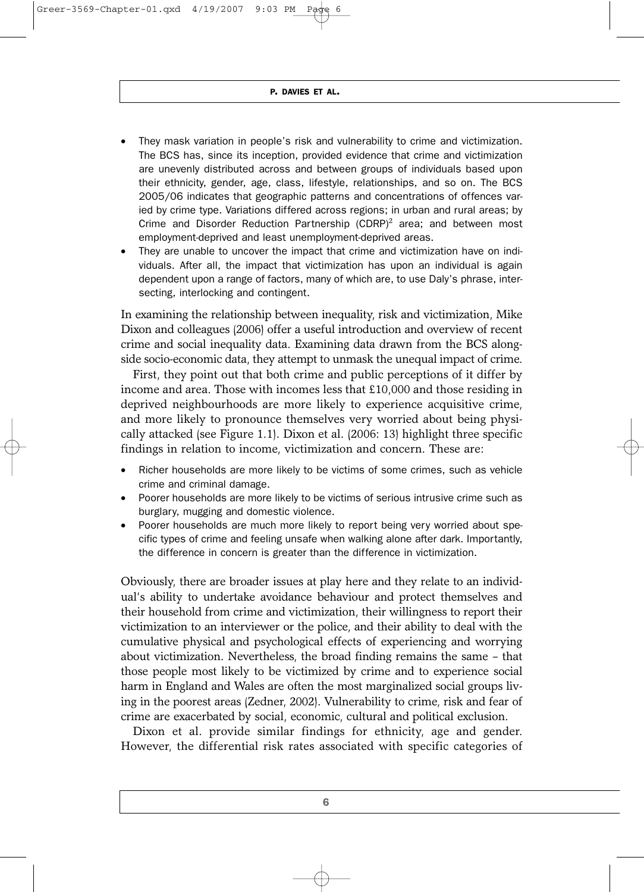- They mask variation in people's risk and vulnerability to crime and victimization. The BCS has, since its inception, provided evidence that crime and victimization are unevenly distributed across and between groups of individuals based upon their ethnicity, gender, age, class, lifestyle, relationships, and so on. The BCS 2005/06 indicates that geographic patterns and concentrations of offences varied by crime type. Variations differed across regions; in urban and rural areas; by Crime and Disorder Reduction Partnership (CDRP)[2] area; and between most employment-deprived and least unemployment-deprived areas.
- They are unable to uncover the impact that crime and victimization have on individuals. After all, the impact that victimization has upon an individual is again dependent upon a range of factors, many of which are, to use Daly's phrase, intersecting, interlocking and contingent.

In examining the relationship between inequality, risk and victimization, Mike Dixon and colleagues (2006) offer a useful introduction and overview of recent crime and social inequality data. Examining data drawn from the BCS alongside socio-economic data, they attempt to unmask the unequal impact of crime.

First, they point out that both crime and public perceptions of it differ by income and area. Those with incomes less that £10,000 and those residing in deprived neighbourhoods are more likely to experience acquisitive crime, and more likely to pronounce themselves very worried about being physically attacked (see Figure 1.1). Dixon et al. (2006: 13) highlight three specific findings in relation to income, victimization and concern. These are:

- Richer households are more likely to be victims of some crimes, such as vehicle crime and criminal damage.
- Poorer households are more likely to be victims of serious intrusive crime such as burglary, mugging and domestic violence.
- Poorer households are much more likely to report being very worried about specific types of crime and feeling unsafe when walking alone after dark. Importantly, the difference in concern is greater than the difference in victimization.

Obviously, there are broader issues at play here and they relate to an individual's ability to undertake avoidance behaviour and protect themselves and their household from crime and victimization, their willingness to report their victimization to an interviewer or the police, and their ability to deal with the cumulative physical and psychological effects of experiencing and worrying about victimization. Nevertheless, the broad finding remains the same – that those people most likely to be victimized by crime and to experience social harm in England and Wales are often the most marginalized social groups living in the poorest areas (Zedner, 2002). Vulnerability to crime, risk and fear of crime are exacerbated by social, economic, cultural and political exclusion.

Dixon et al. provide similar findings for ethnicity, age and gender. However, the differential risk rates associated with specific categories of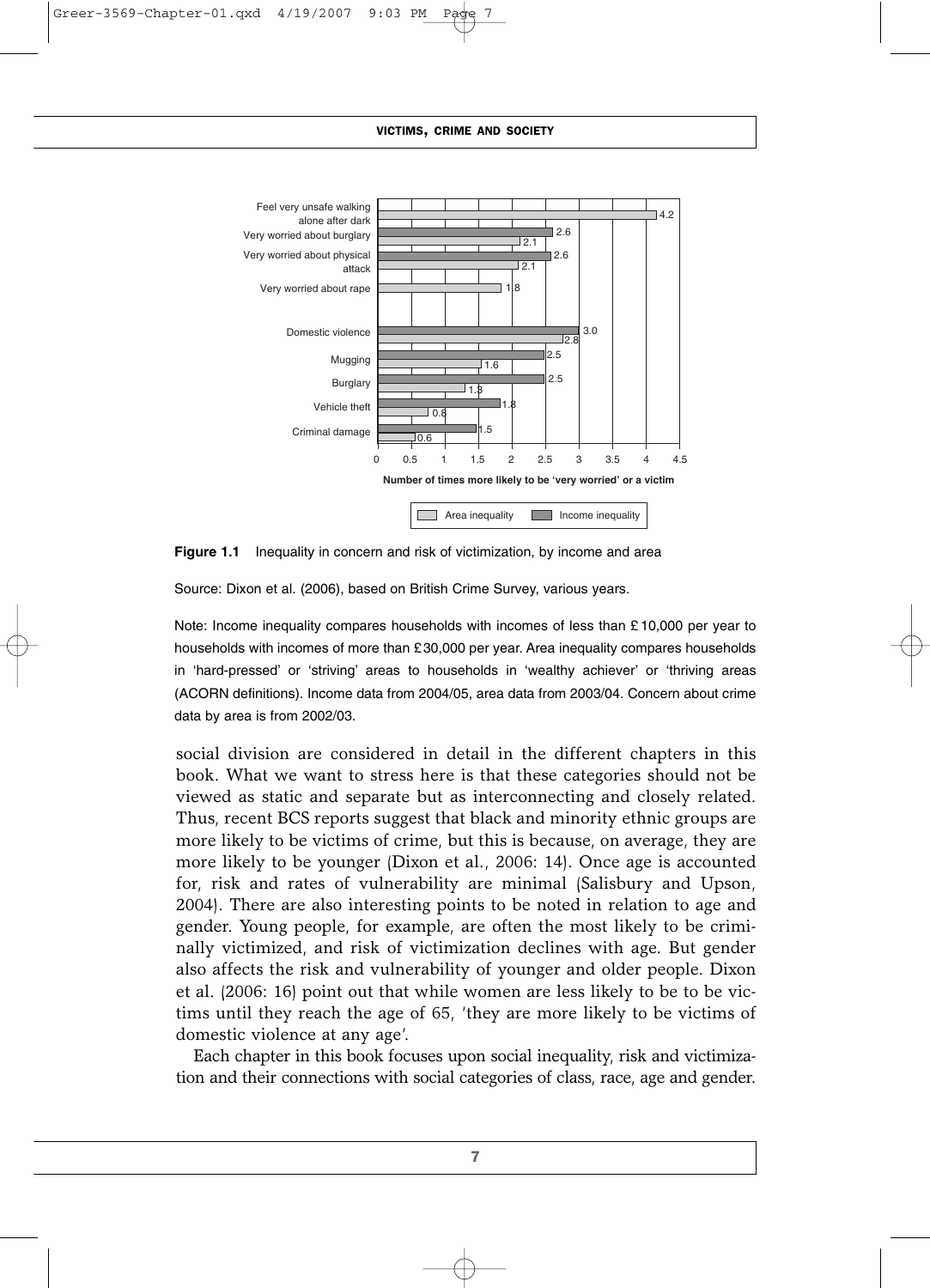| | Income inequality | Area inequality |
|---|---|---|
| Feel very unsafe walking alone after dark | | 4.2 |
| Very worried about burglary | 2.6 | 2.1 |
| Very worried about physical attack | 2.6 | 2.1 |
| Very worried about rape | | 1.8 |
| Domestic violence | 3.0 | 2.8 |
| Mugging | 2.5 | 1.6 |
| Burglary | 2.5 | 1.3 |
| Vehicle theft | 1.8 | 0.8 |
| Criminal damage | 1.5 | 0.6 |

Number of times more likely to be 'very worried' or a victim

**Figure 1.1** Inequality in concern and risk of victimization, by income and area

Source: Dixon et al. (2006), based on British Crime Survey, various years.

Note: Income inequality compares households with incomes of less than £10,000 per year to households with incomes of more than £30,000 per year. Area inequality compares households in 'hard-pressed' or 'striving' areas to households in 'wealthy achiever' or 'thriving areas (ACORN definitions). Income data from 2004/05, area data from 2003/04. Concern about crime data by area is from 2002/03.

social division are considered in detail in the different chapters in this book. What we want to stress here is that these categories should not be viewed as static and separate but as interconnecting and closely related. Thus, recent BCS reports suggest that black and minority ethnic groups are more likely to be victims of crime, but this is because, on average, they are more likely to be younger (Dixon et al., 2006: 14). Once age is accounted for, risk and rates of vulnerability are minimal (Salisbury and Upson, 2004). There are also interesting points to be noted in relation to age and gender. Young people, for example, are often the most likely to be criminally victimized, and risk of victimization declines with age. But gender also affects the risk and vulnerability of younger and older people. Dixon et al. (2006: 16) point out that while women are less likely to be to be victims until they reach the age of 65, 'they are more likely to be victims of domestic violence at any age'.

Each chapter in this book focuses upon social inequality, risk and victimization and their connections with social categories of class, race, age and gender.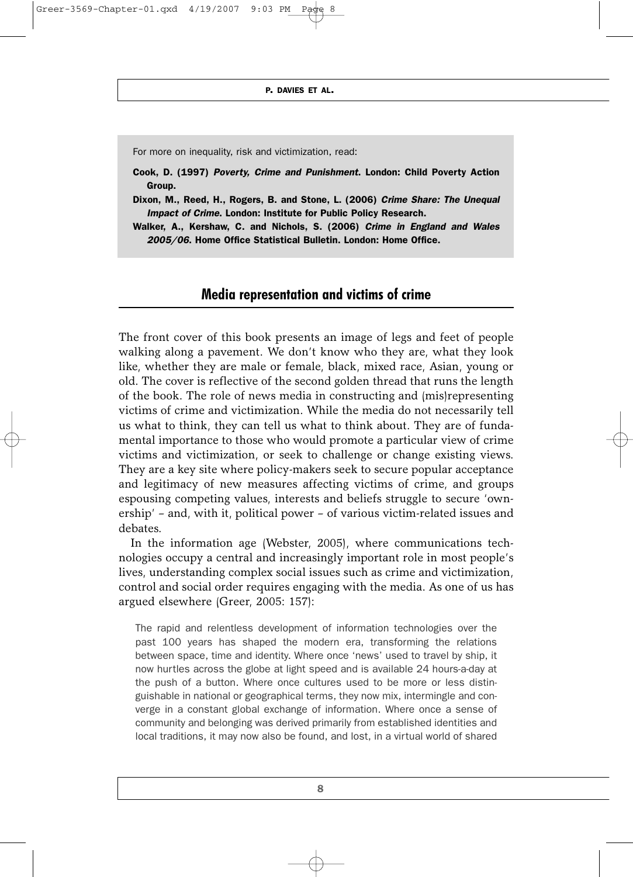For more on inequality, risk and victimization, read:

**Cook, D. (1997) *Poverty, Crime and Punishment*. London: Child Poverty Action Group.**

**Dixon, M., Reed, H., Rogers, B. and Stone, L. (2006) *Crime Share: The Unequal Impact of Crime*. London: Institute for Public Policy Research.**

**Walker, A., Kershaw, C. and Nichols, S. (2006) *Crime in England and Wales 2005/06*. Home Office Statistical Bulletin. London: Home Office.**

## Media representation and victims of crime

The front cover of this book presents an image of legs and feet of people walking along a pavement. We don't know who they are, what they look like, whether they are male or female, black, mixed race, Asian, young or old. The cover is reflective of the second golden thread that runs the length of the book. The role of news media in constructing and (mis)representing victims of crime and victimization. While the media do not necessarily tell us what to think, they can tell us what to think about. They are of fundamental importance to those who would promote a particular view of crime victims and victimization, or seek to challenge or change existing views. They are a key site where policy-makers seek to secure popular acceptance and legitimacy of new measures affecting victims of crime, and groups espousing competing values, interests and beliefs struggle to secure 'ownership' – and, with it, political power – of various victim-related issues and debates.

In the information age (Webster, 2005), where communications technologies occupy a central and increasingly important role in most people's lives, understanding complex social issues such as crime and victimization, control and social order requires engaging with the media. As one of us has argued elsewhere (Greer, 2005: 157):

> The rapid and relentless development of information technologies over the past 100 years has shaped the modern era, transforming the relations between space, time and identity. Where once 'news' used to travel by ship, it now hurtles across the globe at light speed and is available 24 hours-a-day at the push of a button. Where once cultures used to be more or less distinguishable in national or geographical terms, they now mix, intermingle and converge in a constant global exchange of information. Where once a sense of community and belonging was derived primarily from established identities and local traditions, it may now also be found, and lost, in a virtual world of shared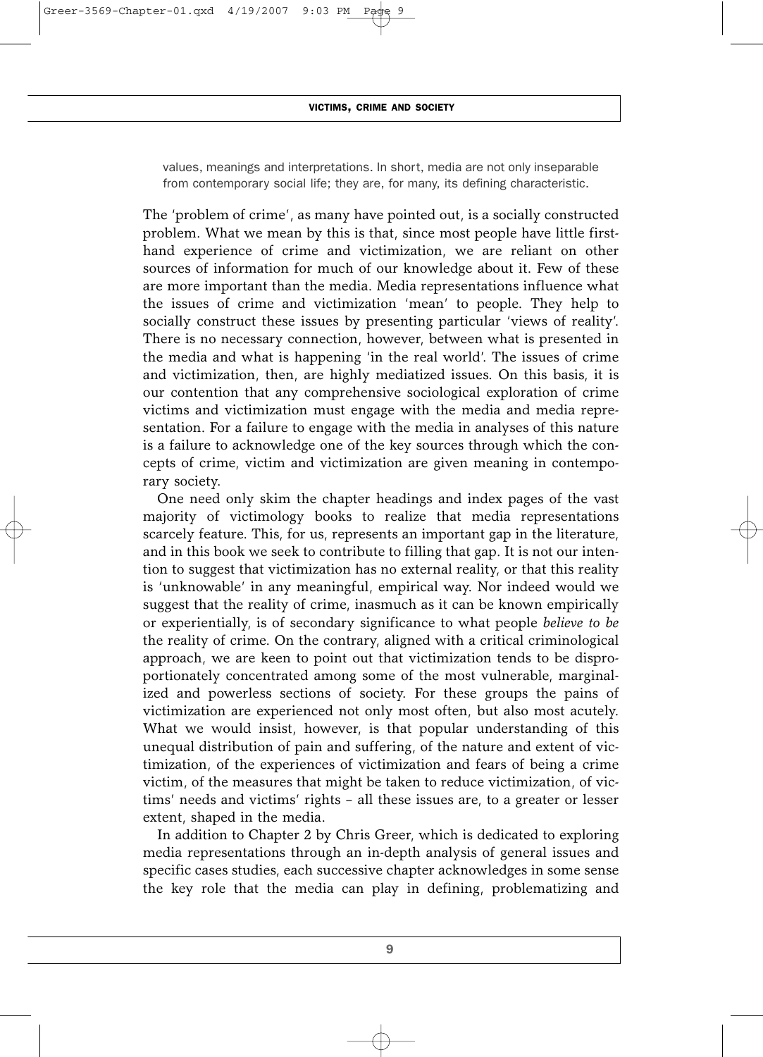values, meanings and interpretations. In short, media are not only inseparable from contemporary social life; they are, for many, its defining characteristic.

The 'problem of crime', as many have pointed out, is a socially constructed problem. What we mean by this is that, since most people have little first-hand experience of crime and victimization, we are reliant on other sources of information for much of our knowledge about it. Few of these are more important than the media. Media representations influence what the issues of crime and victimization 'mean' to people. They help to socially construct these issues by presenting particular 'views of reality'. There is no necessary connection, however, between what is presented in the media and what is happening 'in the real world'. The issues of crime and victimization, then, are highly mediatized issues. On this basis, it is our contention that any comprehensive sociological exploration of crime victims and victimization must engage with the media and media representation. For a failure to engage with the media in analyses of this nature is a failure to acknowledge one of the key sources through which the concepts of crime, victim and victimization are given meaning in contemporary society.

One need only skim the chapter headings and index pages of the vast majority of victimology books to realize that media representations scarcely feature. This, for us, represents an important gap in the literature, and in this book we seek to contribute to filling that gap. It is not our intention to suggest that victimization has no external reality, or that this reality is 'unknowable' in any meaningful, empirical way. Nor indeed would we suggest that the reality of crime, inasmuch as it can be known empirically or experientially, is of secondary significance to what people *believe to be* the reality of crime. On the contrary, aligned with a critical criminological approach, we are keen to point out that victimization tends to be disproportionately concentrated among some of the most vulnerable, marginalized and powerless sections of society. For these groups the pains of victimization are experienced not only most often, but also most acutely. What we would insist, however, is that popular understanding of this unequal distribution of pain and suffering, of the nature and extent of victimization, of the experiences of victimization and fears of being a crime victim, of the measures that might be taken to reduce victimization, of victims' needs and victims' rights – all these issues are, to a greater or lesser extent, shaped in the media.

In addition to Chapter 2 by Chris Greer, which is dedicated to exploring media representations through an in-depth analysis of general issues and specific cases studies, each successive chapter acknowledges in some sense the key role that the media can play in defining, problematizing and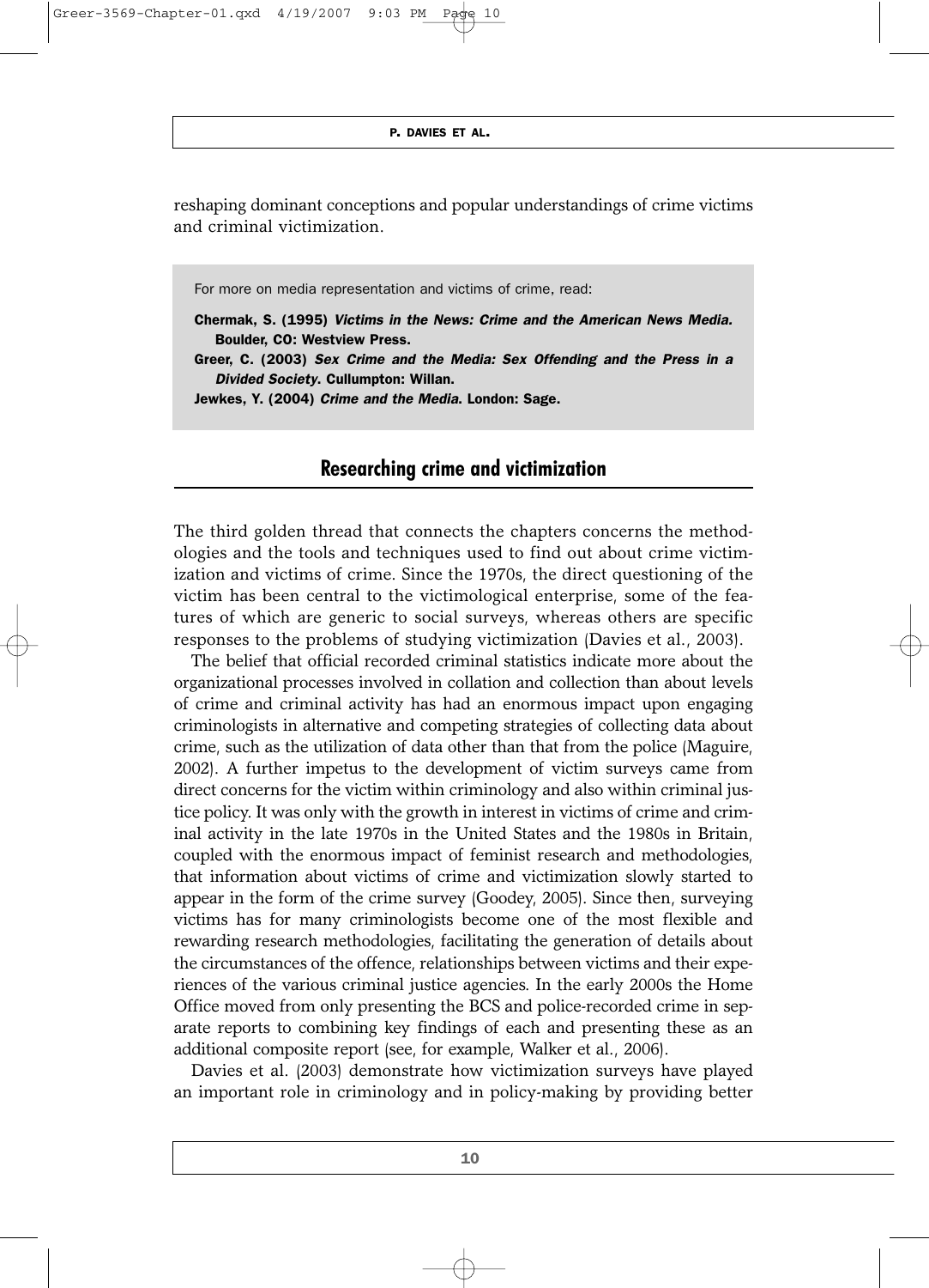reshaping dominant conceptions and popular understandings of crime victims and criminal victimization.

For more on media representation and victims of crime, read:

**Chermak, S. (1995) *Victims in the News: Crime and the American News Media.* Boulder, CO: Westview Press.**
**Greer, C. (2003) *Sex Crime and the Media: Sex Offending and the Press in a Divided Society.* Cullumpton: Willan.**
**Jewkes, Y. (2004) *Crime and the Media.* London: Sage.**

## Researching crime and victimization

The third golden thread that connects the chapters concerns the methodologies and the tools and techniques used to find out about crime victimization and victims of crime. Since the 1970s, the direct questioning of the victim has been central to the victimological enterprise, some of the features of which are generic to social surveys, whereas others are specific responses to the problems of studying victimization (Davies et al., 2003).

The belief that official recorded criminal statistics indicate more about the organizational processes involved in collation and collection than about levels of crime and criminal activity has had an enormous impact upon engaging criminologists in alternative and competing strategies of collecting data about crime, such as the utilization of data other than that from the police (Maguire, 2002). A further impetus to the development of victim surveys came from direct concerns for the victim within criminology and also within criminal justice policy. It was only with the growth in interest in victims of crime and criminal activity in the late 1970s in the United States and the 1980s in Britain, coupled with the enormous impact of feminist research and methodologies, that information about victims of crime and victimization slowly started to appear in the form of the crime survey (Goodey, 2005). Since then, surveying victims has for many criminologists become one of the most flexible and rewarding research methodologies, facilitating the generation of details about the circumstances of the offence, relationships between victims and their experiences of the various criminal justice agencies. In the early 2000s the Home Office moved from only presenting the BCS and police-recorded crime in separate reports to combining key findings of each and presenting these as an additional composite report (see, for example, Walker et al., 2006).

Davies et al. (2003) demonstrate how victimization surveys have played an important role in criminology and in policy-making by providing better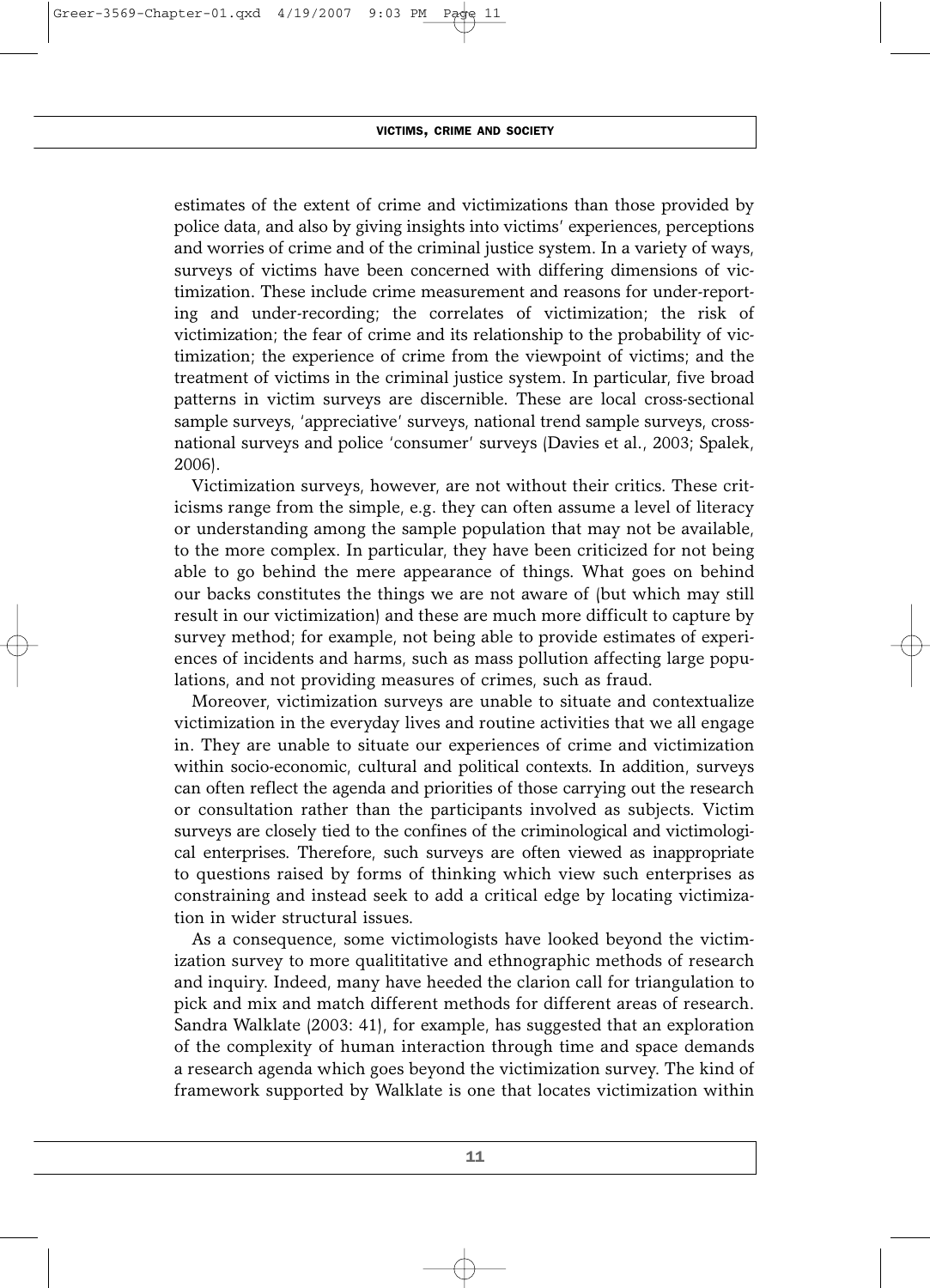estimates of the extent of crime and victimizations than those provided by police data, and also by giving insights into victims' experiences, perceptions and worries of crime and of the criminal justice system. In a variety of ways, surveys of victims have been concerned with differing dimensions of victimization. These include crime measurement and reasons for under-reporting and under-recording; the correlates of victimization; the risk of victimization; the fear of crime and its relationship to the probability of victimization; the experience of crime from the viewpoint of victims; and the treatment of victims in the criminal justice system. In particular, five broad patterns in victim surveys are discernible. These are local cross-sectional sample surveys, 'appreciative' surveys, national trend sample surveys, cross-national surveys and police 'consumer' surveys (Davies et al., 2003; Spalek, 2006).

Victimization surveys, however, are not without their critics. These criticisms range from the simple, e.g. they can often assume a level of literacy or understanding among the sample population that may not be available, to the more complex. In particular, they have been criticized for not being able to go behind the mere appearance of things. What goes on behind our backs constitutes the things we are not aware of (but which may still result in our victimization) and these are much more difficult to capture by survey method; for example, not being able to provide estimates of experiences of incidents and harms, such as mass pollution affecting large populations, and not providing measures of crimes, such as fraud.

Moreover, victimization surveys are unable to situate and contextualize victimization in the everyday lives and routine activities that we all engage in. They are unable to situate our experiences of crime and victimization within socio-economic, cultural and political contexts. In addition, surveys can often reflect the agenda and priorities of those carrying out the research or consultation rather than the participants involved as subjects. Victim surveys are closely tied to the confines of the criminological and victimological enterprises. Therefore, such surveys are often viewed as inappropriate to questions raised by forms of thinking which view such enterprises as constraining and instead seek to add a critical edge by locating victimization in wider structural issues.

As a consequence, some victimologists have looked beyond the victimization survey to more qualititative and ethnographic methods of research and inquiry. Indeed, many have heeded the clarion call for triangulation to pick and mix and match different methods for different areas of research. Sandra Walklate (2003: 41), for example, has suggested that an exploration of the complexity of human interaction through time and space demands a research agenda which goes beyond the victimization survey. The kind of framework supported by Walklate is one that locates victimization within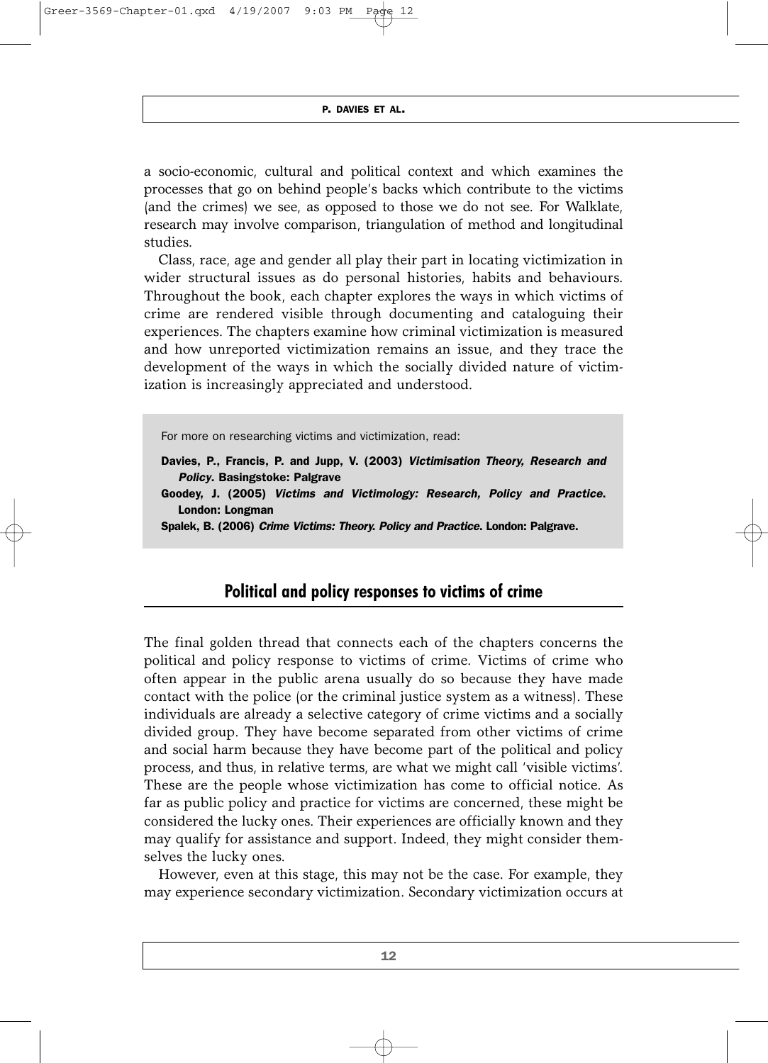a socio-economic, cultural and political context and which examines the processes that go on behind people's backs which contribute to the victims (and the crimes) we see, as opposed to those we do not see. For Walklate, research may involve comparison, triangulation of method and longitudinal studies.

Class, race, age and gender all play their part in locating victimization in wider structural issues as do personal histories, habits and behaviours. Throughout the book, each chapter explores the ways in which victims of crime are rendered visible through documenting and cataloguing their experiences. The chapters examine how criminal victimization is measured and how unreported victimization remains an issue, and they trace the development of the ways in which the socially divided nature of victimization is increasingly appreciated and understood.

> For more on researching victims and victimization, read:
>
> **Davies, P., Francis, P. and Jupp, V. (2003)** ***Victimisation Theory, Research and Policy*****. Basingstoke: Palgrave**
>
> **Goodey, J. (2005)** ***Victims and Victimology: Research, Policy and Practice*****. London: Longman**
>
> **Spalek, B. (2006)** ***Crime Victims: Theory. Policy and Practice*****. London: Palgrave.**

## Political and policy responses to victims of crime

The final golden thread that connects each of the chapters concerns the political and policy response to victims of crime. Victims of crime who often appear in the public arena usually do so because they have made contact with the police (or the criminal justice system as a witness). These individuals are already a selective category of crime victims and a socially divided group. They have become separated from other victims of crime and social harm because they have become part of the political and policy process, and thus, in relative terms, are what we might call 'visible victims'. These are the people whose victimization has come to official notice. As far as public policy and practice for victims are concerned, these might be considered the lucky ones. Their experiences are officially known and they may qualify for assistance and support. Indeed, they might consider themselves the lucky ones.

However, even at this stage, this may not be the case. For example, they may experience secondary victimization. Secondary victimization occurs at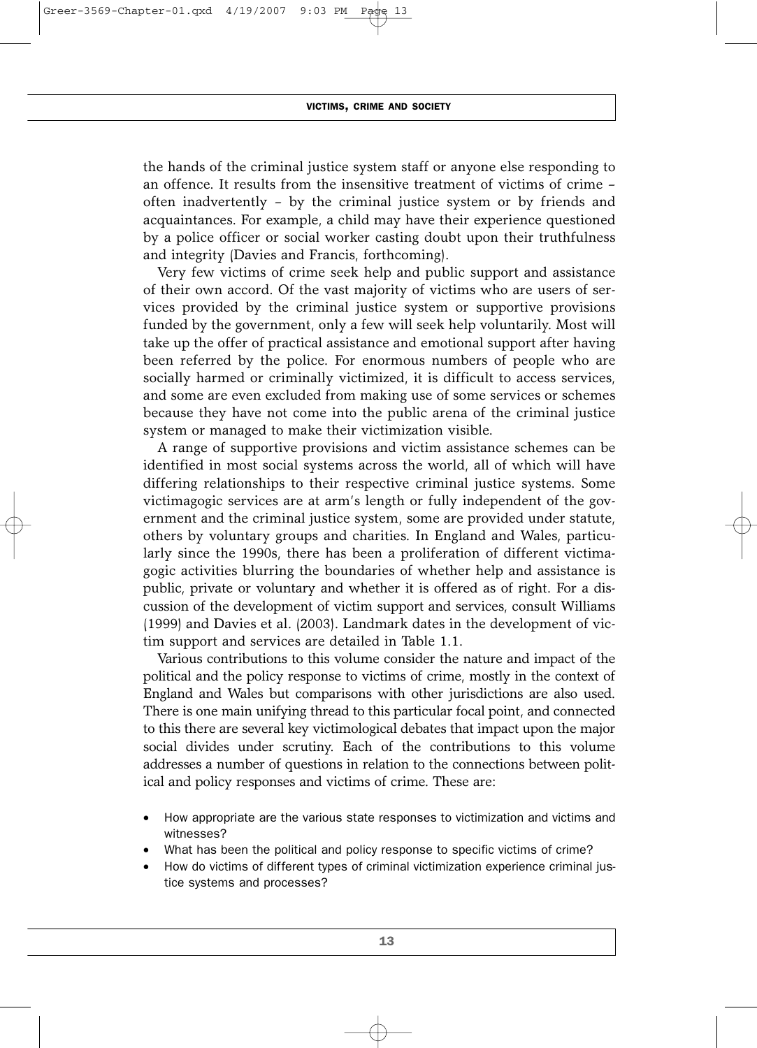the hands of the criminal justice system staff or anyone else responding to an offence. It results from the insensitive treatment of victims of crime – often inadvertently – by the criminal justice system or by friends and acquaintances. For example, a child may have their experience questioned by a police officer or social worker casting doubt upon their truthfulness and integrity (Davies and Francis, forthcoming).

Very few victims of crime seek help and public support and assistance of their own accord. Of the vast majority of victims who are users of services provided by the criminal justice system or supportive provisions funded by the government, only a few will seek help voluntarily. Most will take up the offer of practical assistance and emotional support after having been referred by the police. For enormous numbers of people who are socially harmed or criminally victimized, it is difficult to access services, and some are even excluded from making use of some services or schemes because they have not come into the public arena of the criminal justice system or managed to make their victimization visible.

A range of supportive provisions and victim assistance schemes can be identified in most social systems across the world, all of which will have differing relationships to their respective criminal justice systems. Some victimagogic services are at arm's length or fully independent of the government and the criminal justice system, some are provided under statute, others by voluntary groups and charities. In England and Wales, particularly since the 1990s, there has been a proliferation of different victimagogic activities blurring the boundaries of whether help and assistance is public, private or voluntary and whether it is offered as of right. For a discussion of the development of victim support and services, consult Williams (1999) and Davies et al. (2003). Landmark dates in the development of victim support and services are detailed in Table 1.1.

Various contributions to this volume consider the nature and impact of the political and the policy response to victims of crime, mostly in the context of England and Wales but comparisons with other jurisdictions are also used. There is one main unifying thread to this particular focal point, and connected to this there are several key victimological debates that impact upon the major social divides under scrutiny. Each of the contributions to this volume addresses a number of questions in relation to the connections between political and policy responses and victims of crime. These are:

- How appropriate are the various state responses to victimization and victims and witnesses?
- What has been the political and policy response to specific victims of crime?
- How do victims of different types of criminal victimization experience criminal justice systems and processes?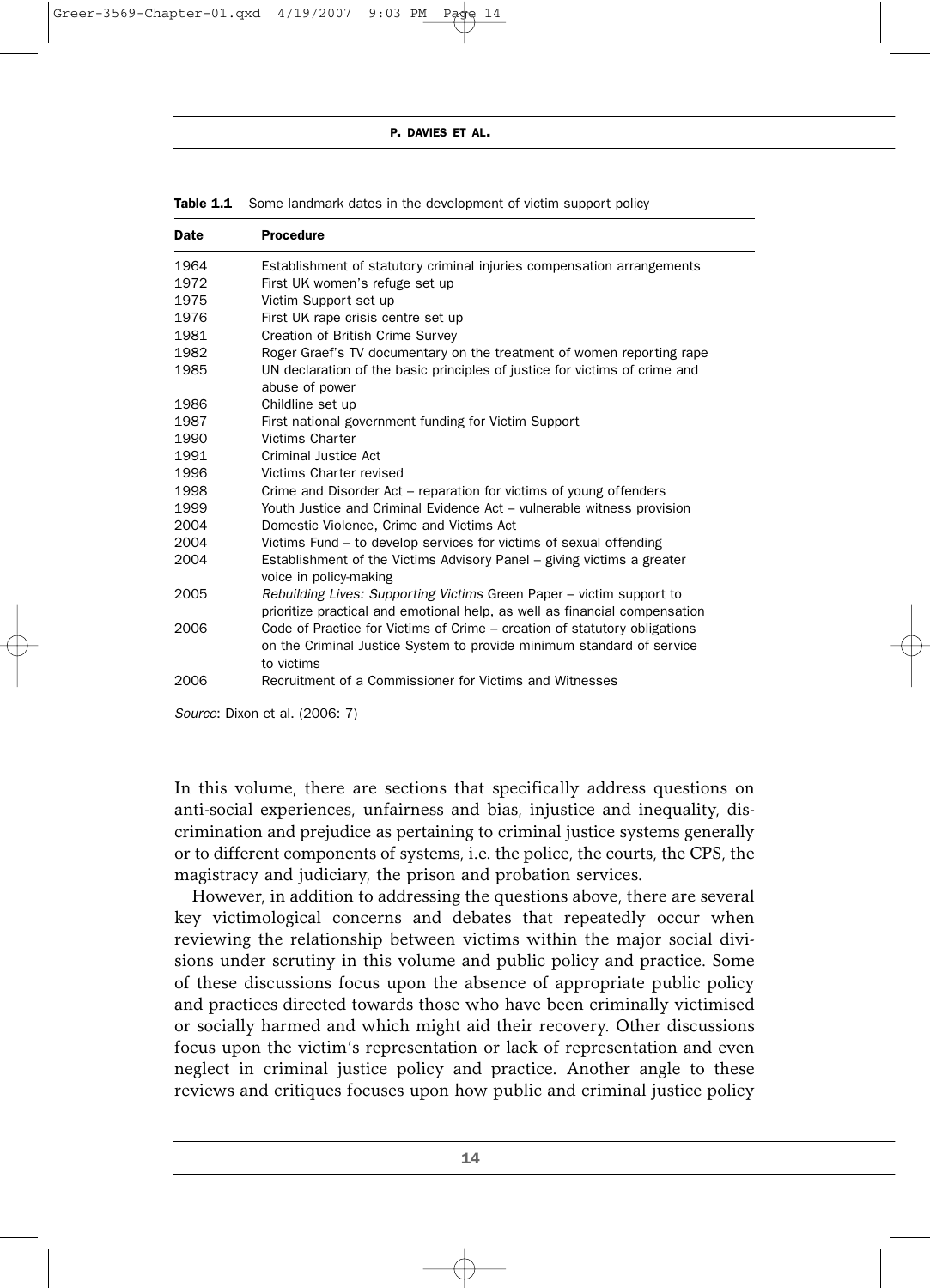**Table 1.1** Some landmark dates in the development of victim support policy

| Date | Procedure |
|---|---|
| 1964 | Establishment of statutory criminal injuries compensation arrangements |
| 1972 | First UK women's refuge set up |
| 1975 | Victim Support set up |
| 1976 | First UK rape crisis centre set up |
| 1981 | Creation of British Crime Survey |
| 1982 | Roger Graef's TV documentary on the treatment of women reporting rape |
| 1985 | UN declaration of the basic principles of justice for victims of crime and abuse of power |
| 1986 | Childline set up |
| 1987 | First national government funding for Victim Support |
| 1990 | Victims Charter |
| 1991 | Criminal Justice Act |
| 1996 | Victims Charter revised |
| 1998 | Crime and Disorder Act – reparation for victims of young offenders |
| 1999 | Youth Justice and Criminal Evidence Act – vulnerable witness provision |
| 2004 | Domestic Violence, Crime and Victims Act |
| 2004 | Victims Fund – to develop services for victims of sexual offending |
| 2004 | Establishment of the Victims Advisory Panel – giving victims a greater voice in policy-making |
| 2005 | *Rebuilding Lives: Supporting Victims* Green Paper – victim support to prioritize practical and emotional help, as well as financial compensation |
| 2006 | Code of Practice for Victims of Crime – creation of statutory obligations on the Criminal Justice System to provide minimum standard of service to victims |
| 2006 | Recruitment of a Commissioner for Victims and Witnesses |

*Source*: Dixon et al. (2006: 7)

In this volume, there are sections that specifically address questions on anti-social experiences, unfairness and bias, injustice and inequality, discrimination and prejudice as pertaining to criminal justice systems generally or to different components of systems, i.e. the police, the courts, the CPS, the magistracy and judiciary, the prison and probation services.

However, in addition to addressing the questions above, there are several key victimological concerns and debates that repeatedly occur when reviewing the relationship between victims within the major social divisions under scrutiny in this volume and public policy and practice. Some of these discussions focus upon the absence of appropriate public policy and practices directed towards those who have been criminally victimised or socially harmed and which might aid their recovery. Other discussions focus upon the victim's representation or lack of representation and even neglect in criminal justice policy and practice. Another angle to these reviews and critiques focuses upon how public and criminal justice policy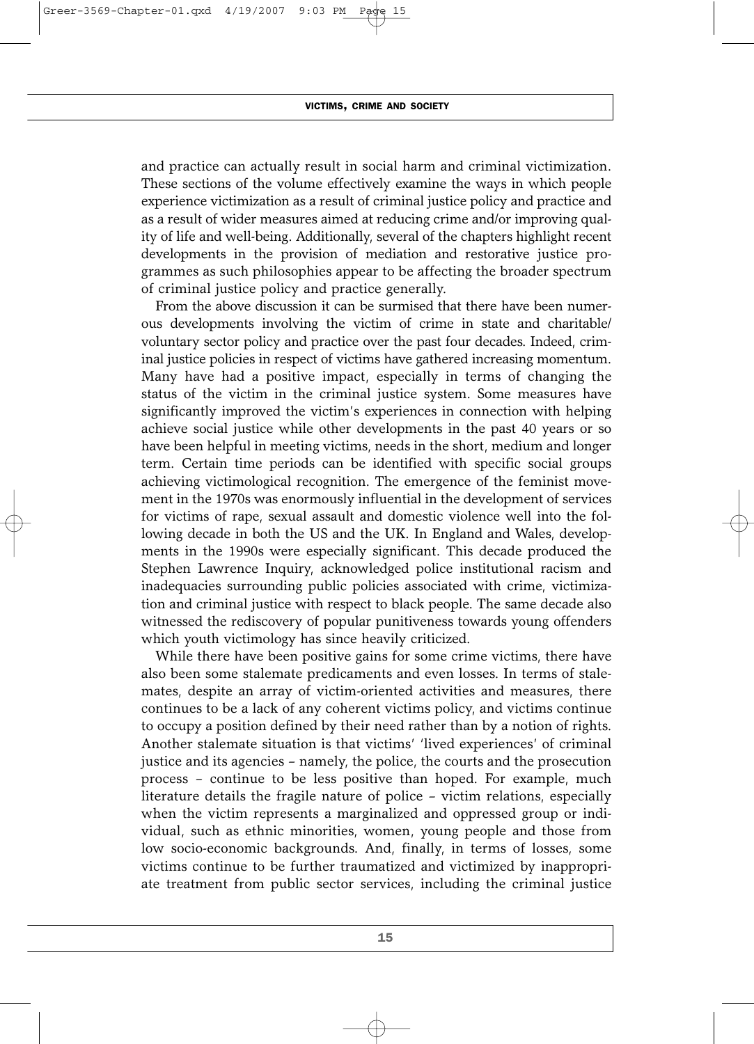and practice can actually result in social harm and criminal victimization. These sections of the volume effectively examine the ways in which people experience victimization as a result of criminal justice policy and practice and as a result of wider measures aimed at reducing crime and/or improving quality of life and well-being. Additionally, several of the chapters highlight recent developments in the provision of mediation and restorative justice programmes as such philosophies appear to be affecting the broader spectrum of criminal justice policy and practice generally.

From the above discussion it can be surmised that there have been numerous developments involving the victim of crime in state and charitable/ voluntary sector policy and practice over the past four decades. Indeed, criminal justice policies in respect of victims have gathered increasing momentum. Many have had a positive impact, especially in terms of changing the status of the victim in the criminal justice system. Some measures have significantly improved the victim's experiences in connection with helping achieve social justice while other developments in the past 40 years or so have been helpful in meeting victims, needs in the short, medium and longer term. Certain time periods can be identified with specific social groups achieving victimological recognition. The emergence of the feminist movement in the 1970s was enormously influential in the development of services for victims of rape, sexual assault and domestic violence well into the following decade in both the US and the UK. In England and Wales, developments in the 1990s were especially significant. This decade produced the Stephen Lawrence Inquiry, acknowledged police institutional racism and inadequacies surrounding public policies associated with crime, victimization and criminal justice with respect to black people. The same decade also witnessed the rediscovery of popular punitiveness towards young offenders which youth victimology has since heavily criticized.

While there have been positive gains for some crime victims, there have also been some stalemate predicaments and even losses. In terms of stalemates, despite an array of victim-oriented activities and measures, there continues to be a lack of any coherent victims policy, and victims continue to occupy a position defined by their need rather than by a notion of rights. Another stalemate situation is that victims' 'lived experiences' of criminal justice and its agencies – namely, the police, the courts and the prosecution process – continue to be less positive than hoped. For example, much literature details the fragile nature of police – victim relations, especially when the victim represents a marginalized and oppressed group or individual, such as ethnic minorities, women, young people and those from low socio-economic backgrounds. And, finally, in terms of losses, some victims continue to be further traumatized and victimized by inappropriate treatment from public sector services, including the criminal justice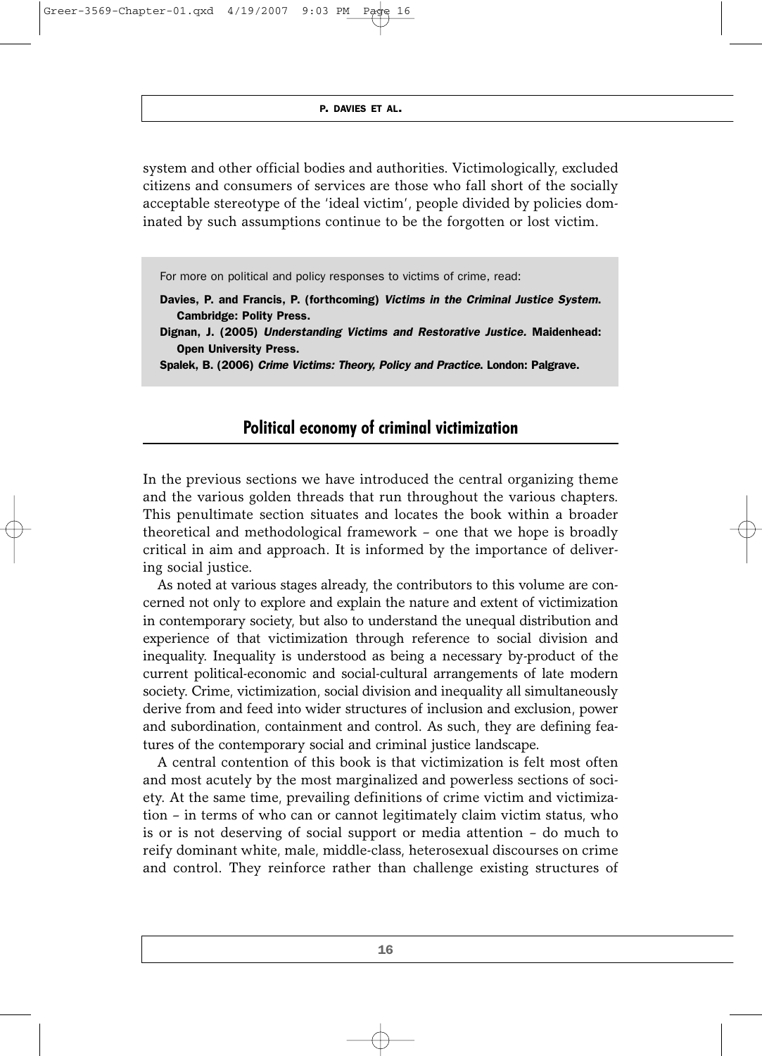system and other official bodies and authorities. Victimologically, excluded citizens and consumers of services are those who fall short of the socially acceptable stereotype of the 'ideal victim', people divided by policies dominated by such assumptions continue to be the forgotten or lost victim.

> For more on political and policy responses to victims of crime, read:
>
> **Davies, P. and Francis, P. (forthcoming) *Victims in the Criminal Justice System*. Cambridge: Polity Press.**
>
> **Dignan, J. (2005) *Understanding Victims and Restorative Justice*. Maidenhead: Open University Press.**
>
> **Spalek, B. (2006) *Crime Victims: Theory, Policy and Practice*. London: Palgrave.**

## Political economy of criminal victimization

In the previous sections we have introduced the central organizing theme and the various golden threads that run throughout the various chapters. This penultimate section situates and locates the book within a broader theoretical and methodological framework – one that we hope is broadly critical in aim and approach. It is informed by the importance of delivering social justice.

As noted at various stages already, the contributors to this volume are concerned not only to explore and explain the nature and extent of victimization in contemporary society, but also to understand the unequal distribution and experience of that victimization through reference to social division and inequality. Inequality is understood as being a necessary by-product of the current political-economic and social-cultural arrangements of late modern society. Crime, victimization, social division and inequality all simultaneously derive from and feed into wider structures of inclusion and exclusion, power and subordination, containment and control. As such, they are defining features of the contemporary social and criminal justice landscape.

A central contention of this book is that victimization is felt most often and most acutely by the most marginalized and powerless sections of society. At the same time, prevailing definitions of crime victim and victimization – in terms of who can or cannot legitimately claim victim status, who is or is not deserving of social support or media attention – do much to reify dominant white, male, middle-class, heterosexual discourses on crime and control. They reinforce rather than challenge existing structures of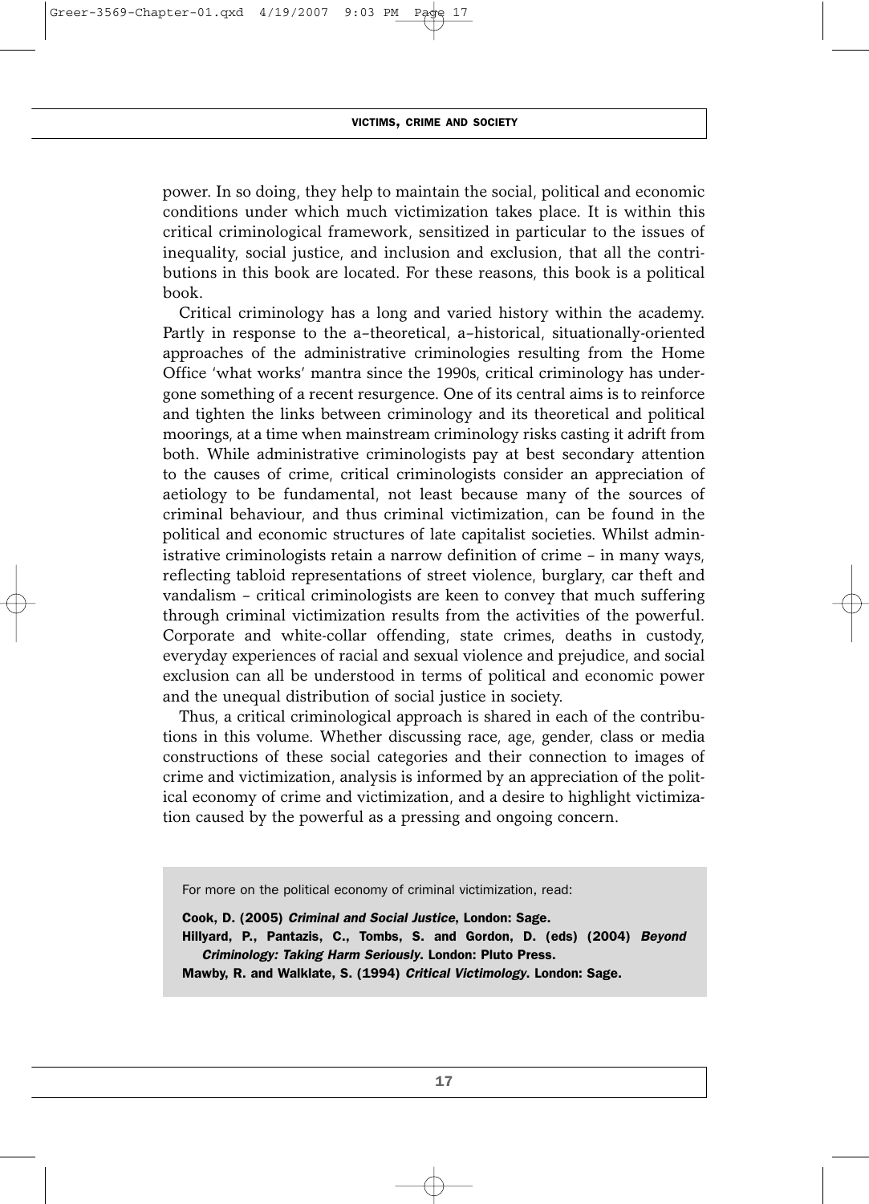power. In so doing, they help to maintain the social, political and economic conditions under which much victimization takes place. It is within this critical criminological framework, sensitized in particular to the issues of inequality, social justice, and inclusion and exclusion, that all the contributions in this book are located. For these reasons, this book is a political book.

Critical criminology has a long and varied history within the academy. Partly in response to the a–theoretical, a–historical, situationally-oriented approaches of the administrative criminologies resulting from the Home Office 'what works' mantra since the 1990s, critical criminology has undergone something of a recent resurgence. One of its central aims is to reinforce and tighten the links between criminology and its theoretical and political moorings, at a time when mainstream criminology risks casting it adrift from both. While administrative criminologists pay at best secondary attention to the causes of crime, critical criminologists consider an appreciation of aetiology to be fundamental, not least because many of the sources of criminal behaviour, and thus criminal victimization, can be found in the political and economic structures of late capitalist societies. Whilst administrative criminologists retain a narrow definition of crime – in many ways, reflecting tabloid representations of street violence, burglary, car theft and vandalism – critical criminologists are keen to convey that much suffering through criminal victimization results from the activities of the powerful. Corporate and white-collar offending, state crimes, deaths in custody, everyday experiences of racial and sexual violence and prejudice, and social exclusion can all be understood in terms of political and economic power and the unequal distribution of social justice in society.

Thus, a critical criminological approach is shared in each of the contributions in this volume. Whether discussing race, age, gender, class or media constructions of these social categories and their connection to images of crime and victimization, analysis is informed by an appreciation of the political economy of crime and victimization, and a desire to highlight victimization caused by the powerful as a pressing and ongoing concern.

For more on the political economy of criminal victimization, read:

**Cook, D. (2005)** ***Criminal and Social Justice*****, London: Sage.**
**Hillyard, P., Pantazis, C., Tombs, S. and Gordon, D. (eds) (2004)** ***Beyond Criminology: Taking Harm Seriously*****. London: Pluto Press.**
**Mawby, R. and Walklate, S. (1994)** ***Critical Victimology*****. London: Sage.**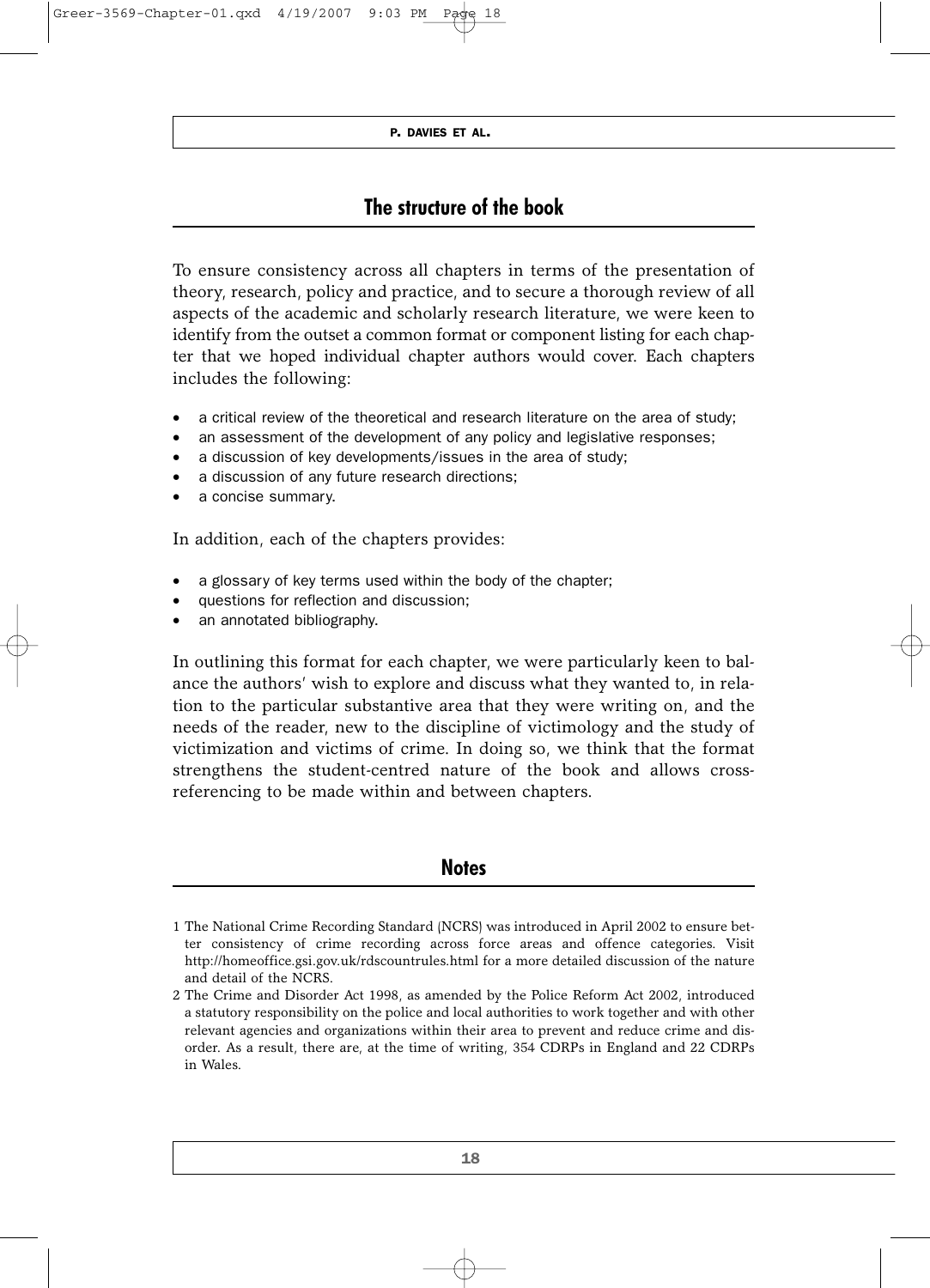## The structure of the book

To ensure consistency across all chapters in terms of the presentation of theory, research, policy and practice, and to secure a thorough review of all aspects of the academic and scholarly research literature, we were keen to identify from the outset a common format or component listing for each chapter that we hoped individual chapter authors would cover. Each chapters includes the following:

- a critical review of the theoretical and research literature on the area of study;
- an assessment of the development of any policy and legislative responses;
- a discussion of key developments/issues in the area of study;
- a discussion of any future research directions;
- a concise summary.

In addition, each of the chapters provides:

- a glossary of key terms used within the body of the chapter;
- questions for reflection and discussion;
- an annotated bibliography.

In outlining this format for each chapter, we were particularly keen to balance the authors' wish to explore and discuss what they wanted to, in relation to the particular substantive area that they were writing on, and the needs of the reader, new to the discipline of victimology and the study of victimization and victims of crime. In doing so, we think that the format strengthens the student-centred nature of the book and allows cross-referencing to be made within and between chapters.

## Notes

1 The National Crime Recording Standard (NCRS) was introduced in April 2002 to ensure better consistency of crime recording across force areas and offence categories. Visit http://homeoffice.gsi.gov.uk/rdscountrules.html for a more detailed discussion of the nature and detail of the NCRS.

2 The Crime and Disorder Act 1998, as amended by the Police Reform Act 2002, introduced a statutory responsibility on the police and local authorities to work together and with other relevant agencies and organizations within their area to prevent and reduce crime and disorder. As a result, there are, at the time of writing, 354 CDRPs in England and 22 CDRPs in Wales.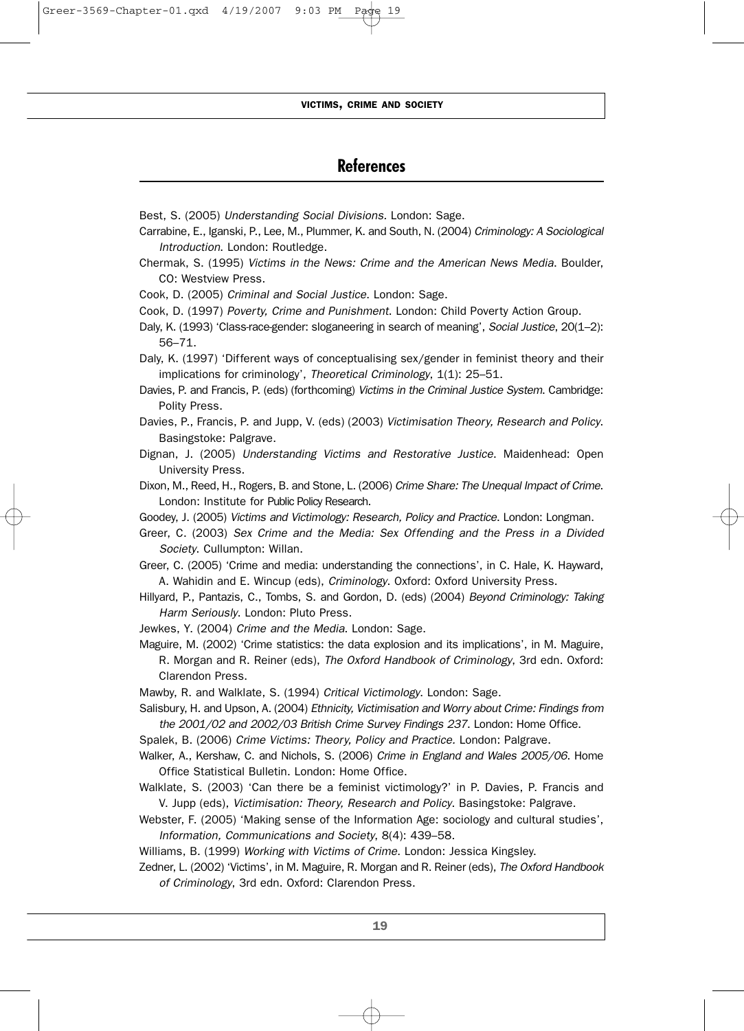## References

Best, S. (2005) *Understanding Social Divisions*. London: Sage.

Carrabine, E., Iganski, P., Lee, M., Plummer, K. and South, N. (2004) *Criminology: A Sociological Introduction*. London: Routledge.

Chermak, S. (1995) *Victims in the News: Crime and the American News Media*. Boulder, CO: Westview Press.

Cook, D. (2005) *Criminal and Social Justice*. London: Sage.

Cook, D. (1997) *Poverty, Crime and Punishment*. London: Child Poverty Action Group.

Daly, K. (1993) 'Class-race-gender: sloganeering in search of meaning', *Social Justice*, 20(1–2): 56–71.

Daly, K. (1997) 'Different ways of conceptualising sex/gender in feminist theory and their implications for criminology', *Theoretical Criminology*, 1(1): 25–51.

Davies, P. and Francis, P. (eds) (forthcoming) *Victims in the Criminal Justice System*. Cambridge: Polity Press.

Davies, P., Francis, P. and Jupp, V. (eds) (2003) *Victimisation Theory, Research and Policy*. Basingstoke: Palgrave.

Dignan, J. (2005) *Understanding Victims and Restorative Justice*. Maidenhead: Open University Press.

Dixon, M., Reed, H., Rogers, B. and Stone, L. (2006) *Crime Share: The Unequal Impact of Crime*. London: Institute for Public Policy Research.

Goodey, J. (2005) *Victims and Victimology: Research, Policy and Practice*. London: Longman.

Greer, C. (2003) *Sex Crime and the Media: Sex Offending and the Press in a Divided Society*. Cullumpton: Willan.

Greer, C. (2005) 'Crime and media: understanding the connections', in C. Hale, K. Hayward, A. Wahidin and E. Wincup (eds), *Criminology*. Oxford: Oxford University Press.

Hillyard, P., Pantazis, C., Tombs, S. and Gordon, D. (eds) (2004) *Beyond Criminology: Taking Harm Seriously*. London: Pluto Press.

Jewkes, Y. (2004) *Crime and the Media*. London: Sage.

Maguire, M. (2002) 'Crime statistics: the data explosion and its implications', in M. Maguire, R. Morgan and R. Reiner (eds), *The Oxford Handbook of Criminology*, 3rd edn. Oxford: Clarendon Press.

Mawby, R. and Walklate, S. (1994) *Critical Victimology*. London: Sage.

Salisbury, H. and Upson, A. (2004) *Ethnicity, Victimisation and Worry about Crime: Findings from the 2001/02 and 2002/03 British Crime Survey Findings 237*. London: Home Office.

Spalek, B. (2006) *Crime Victims: Theory, Policy and Practice*. London: Palgrave.

Walker, A., Kershaw, C. and Nichols, S. (2006) *Crime in England and Wales 2005/06*. Home Office Statistical Bulletin. London: Home Office.

Walklate, S. (2003) 'Can there be a feminist victimology?' in P. Davies, P. Francis and V. Jupp (eds), *Victimisation: Theory, Research and Policy*. Basingstoke: Palgrave.

Webster, F. (2005) 'Making sense of the Information Age: sociology and cultural studies', *Information, Communications and Society*, 8(4): 439–58.

Williams, B. (1999) *Working with Victims of Crime*. London: Jessica Kingsley.

Zedner, L. (2002) 'Victims', in M. Maguire, R. Morgan and R. Reiner (eds), *The Oxford Handbook of Criminology*, 3rd edn. Oxford: Clarendon Press.